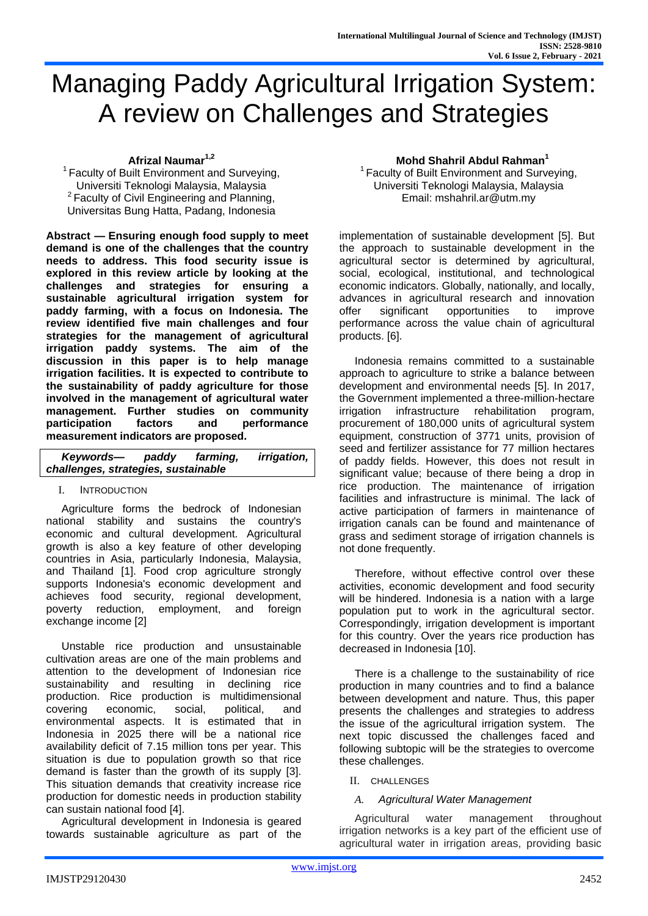# Managing Paddy Agricultural Irrigation System: A review on Challenges and Strategies

**Afrizal Naumar[1,2]**
[1] Faculty of Built Environment and Surveying, Universiti Teknologi Malaysia, Malaysia
[2] Faculty of Civil Engineering and Planning, Universitas Bung Hatta, Padang, Indonesia

**Mohd Shahril Abdul Rahman[1]**
[1] Faculty of Built Environment and Surveying, Universiti Teknologi Malaysia, Malaysia
Email: mshahril.ar@utm.my

**Abstract — Ensuring enough food supply to meet demand is one of the challenges that the country needs to address. This food security issue is explored in this review article by looking at the challenges and strategies for ensuring a sustainable agricultural irrigation system for paddy farming, with a focus on Indonesia. The review identified five main challenges and four strategies for the management of agricultural irrigation paddy systems. The aim of the discussion in this paper is to help manage irrigation facilities. It is expected to contribute to the sustainability of paddy agriculture for those involved in the management of agricultural water management. Further studies on community participation factors and performance measurement indicators are proposed.**

***Keywords— paddy farming, irrigation, challenges, strategies, sustainable***

## I. Introduction

Agriculture forms the bedrock of Indonesian national stability and sustains the country's economic and cultural development. Agricultural growth is also a key feature of other developing countries in Asia, particularly Indonesia, Malaysia, and Thailand [1]. Food crop agriculture strongly supports Indonesia's economic development and achieves food security, regional development, poverty reduction, employment, and foreign exchange income [2]

Unstable rice production and unsustainable cultivation areas are one of the main problems and attention to the development of Indonesian rice sustainability and resulting in declining rice production. Rice production is multidimensional covering economic, social, political, and environmental aspects. It is estimated that in Indonesia in 2025 there will be a national rice availability deficit of 7.15 million tons per year. This situation is due to population growth so that rice demand is faster than the growth of its supply [3]. This situation demands that creativity increase rice production for domestic needs in production stability can sustain national food [4].

Agricultural development in Indonesia is geared towards sustainable agriculture as part of the implementation of sustainable development [5]. But the approach to sustainable development in the agricultural sector is determined by agricultural, social, ecological, institutional, and technological economic indicators. Globally, nationally, and locally, advances in agricultural research and innovation offer significant opportunities to improve performance across the value chain of agricultural products. [6].

Indonesia remains committed to a sustainable approach to agriculture to strike a balance between development and environmental needs [5]. In 2017, the Government implemented a three-million-hectare irrigation infrastructure rehabilitation program, procurement of 180,000 units of agricultural system equipment, construction of 3771 units, provision of seed and fertilizer assistance for 77 million hectares of paddy fields. However, this does not result in significant value; because of there being a drop in rice production. The maintenance of irrigation facilities and infrastructure is minimal. The lack of active participation of farmers in maintenance of irrigation canals can be found and maintenance of grass and sediment storage of irrigation channels is not done frequently.

Therefore, without effective control over these activities, economic development and food security will be hindered. Indonesia is a nation with a large population put to work in the agricultural sector. Correspondingly, irrigation development is important for this country. Over the years rice production has decreased in Indonesia [10].

There is a challenge to the sustainability of rice production in many countries and to find a balance between development and nature. Thus, this paper presents the challenges and strategies to address the issue of the agricultural irrigation system. The next topic discussed the challenges faced and following subtopic will be the strategies to overcome these challenges.

## II. Challenges

### *A. Agricultural Water Management*

Agricultural water management throughout irrigation networks is a key part of the efficient use of agricultural water in irrigation areas, providing basic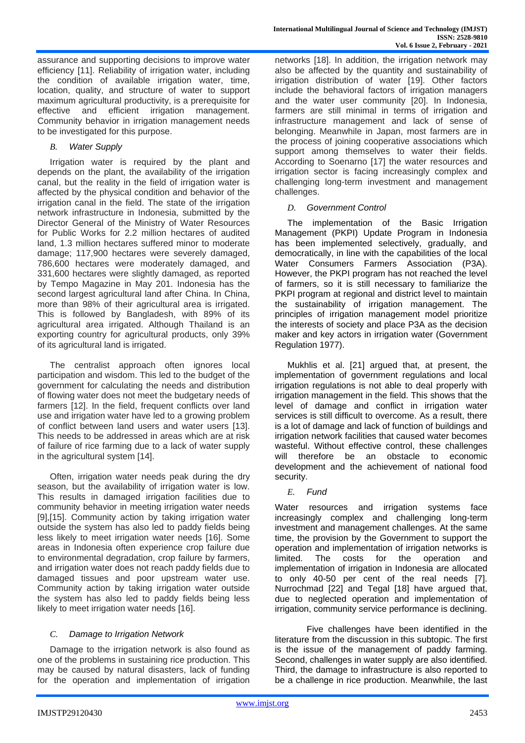assurance and supporting decisions to improve water efficiency [11]. Reliability of irrigation water, including the condition of available irrigation water, time, location, quality, and structure of water to support maximum agricultural productivity, is a prerequisite for effective and efficient irrigation management. Community behavior in irrigation management needs to be investigated for this purpose.

### *B. Water Supply*

Irrigation water is required by the plant and depends on the plant, the availability of the irrigation canal, but the reality in the field of irrigation water is affected by the physical condition and behavior of the irrigation canal in the field. The state of the irrigation network infrastructure in Indonesia, submitted by the Director General of the Ministry of Water Resources for Public Works for 2.2 million hectares of audited land, 1.3 million hectares suffered minor to moderate damage; 117,900 hectares were severely damaged, 786,600 hectares were moderately damaged, and 331,600 hectares were slightly damaged, as reported by Tempo Magazine in May 201. Indonesia has the second largest agricultural land after China. In China, more than 98% of their agricultural area is irrigated. This is followed by Bangladesh, with 89% of its agricultural area irrigated. Although Thailand is an exporting country for agricultural products, only 39% of its agricultural land is irrigated.

The centralist approach often ignores local participation and wisdom. This led to the budget of the government for calculating the needs and distribution of flowing water does not meet the budgetary needs of farmers [12]. In the field, frequent conflicts over land use and irrigation water have led to a growing problem of conflict between land users and water users [13]. This needs to be addressed in areas which are at risk of failure of rice farming due to a lack of water supply in the agricultural system [14].

Often, irrigation water needs peak during the dry season, but the availability of irrigation water is low. This results in damaged irrigation facilities due to community behavior in meeting irrigation water needs [9],[15]. Community action by taking irrigation water outside the system has also led to paddy fields being less likely to meet irrigation water needs [16]. Some areas in Indonesia often experience crop failure due to environmental degradation, crop failure by farmers, and irrigation water does not reach paddy fields due to damaged tissues and poor upstream water use. Community action by taking irrigation water outside the system has also led to paddy fields being less likely to meet irrigation water needs [16].

### *C. Damage to Irrigation Network*

Damage to the irrigation network is also found as one of the problems in sustaining rice production. This may be caused by natural disasters, lack of funding for the operation and implementation of irrigation networks [18]. In addition, the irrigation network may also be affected by the quantity and sustainability of irrigation distribution of water [19]. Other factors include the behavioral factors of irrigation managers and the water user community [20]. In Indonesia, farmers are still minimal in terms of irrigation and infrastructure management and lack of sense of belonging. Meanwhile in Japan, most farmers are in the process of joining cooperative associations which support among themselves to water their fields. According to Soenarno [17] the water resources and irrigation sector is facing increasingly complex and challenging long-term investment and management challenges.

### *D. Government Control*

The implementation of the Basic Irrigation Management (PKPI) Update Program in Indonesia has been implemented selectively, gradually, and democratically, in line with the capabilities of the local Water Consumers Farmers Association (P3A). However, the PKPI program has not reached the level of farmers, so it is still necessary to familiarize the PKPI program at regional and district level to maintain the sustainability of irrigation management. The principles of irrigation management model prioritize the interests of society and place P3A as the decision maker and key actors in irrigation water (Government Regulation 1977).

Mukhlis et al. [21] argued that, at present, the implementation of government regulations and local irrigation regulations is not able to deal properly with irrigation management in the field. This shows that the level of damage and conflict in irrigation water services is still difficult to overcome. As a result, there is a lot of damage and lack of function of buildings and irrigation network facilities that caused water becomes wasteful. Without effective control, these challenges will therefore be an obstacle to economic development and the achievement of national food security.

### *E. Fund*

Water resources and irrigation systems face increasingly complex and challenging long-term investment and management challenges. At the same time, the provision by the Government to support the operation and implementation of irrigation networks is limited. The costs for the operation and implementation of irrigation in Indonesia are allocated to only 40-50 per cent of the real needs [7]. Nurrochmad [22] and Tegal [18] have argued that, due to neglected operation and implementation of irrigation, community service performance is declining.

Five challenges have been identified in the literature from the discussion in this subtopic. The first is the issue of the management of paddy farming. Second, challenges in water supply are also identified. Third, the damage to infrastructure is also reported to be a challenge in rice production. Meanwhile, the last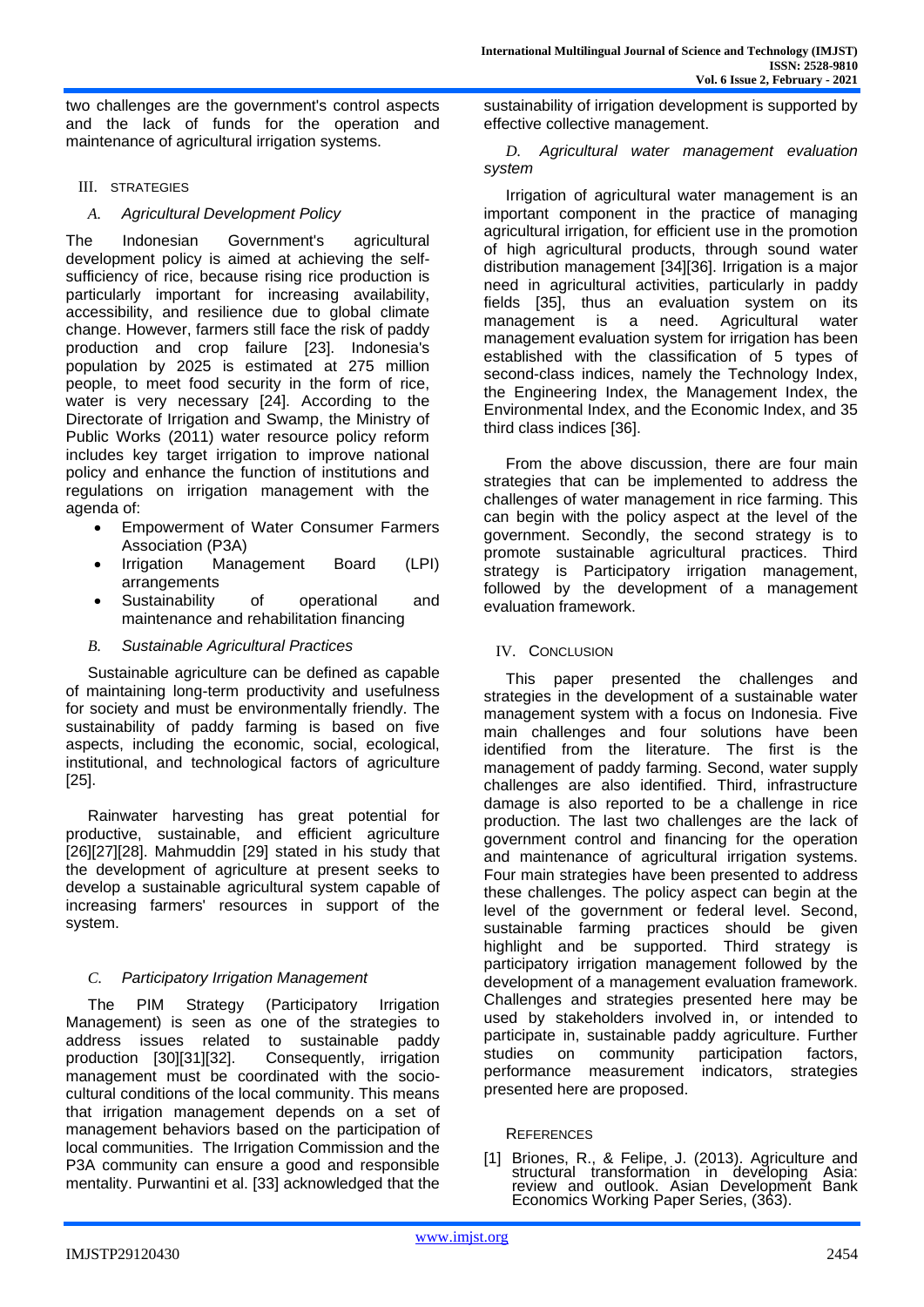two challenges are the government's control aspects and the lack of funds for the operation and maintenance of agricultural irrigation systems.

## III. STRATEGIES

### *A. Agricultural Development Policy*

The Indonesian Government's agricultural development policy is aimed at achieving the self-sufficiency of rice, because rising rice production is particularly important for increasing availability, accessibility, and resilience due to global climate change. However, farmers still face the risk of paddy production and crop failure [23]. Indonesia's population by 2025 is estimated at 275 million people, to meet food security in the form of rice, water is very necessary [24]. According to the Directorate of Irrigation and Swamp, the Ministry of Public Works (2011) water resource policy reform includes key target irrigation to improve national policy and enhance the function of institutions and regulations on irrigation management with the agenda of:

- Empowerment of Water Consumer Farmers Association (P3A)
- Irrigation Management Board (LPI) arrangements
- Sustainability of operational and maintenance and rehabilitation financing

### *B. Sustainable Agricultural Practices*

Sustainable agriculture can be defined as capable of maintaining long-term productivity and usefulness for society and must be environmentally friendly. The sustainability of paddy farming is based on five aspects, including the economic, social, ecological, institutional, and technological factors of agriculture [25].

Rainwater harvesting has great potential for productive, sustainable, and efficient agriculture [26][27][28]. Mahmuddin [29] stated in his study that the development of agriculture at present seeks to develop a sustainable agricultural system capable of increasing farmers' resources in support of the system.

### *C. Participatory Irrigation Management*

The PIM Strategy (Participatory Irrigation Management) is seen as one of the strategies to address issues related to sustainable paddy production [30][31][32]. Consequently, irrigation management must be coordinated with the socio-cultural conditions of the local community. This means that irrigation management depends on a set of management behaviors based on the participation of local communities. The Irrigation Commission and the P3A community can ensure a good and responsible mentality. Purwantini et al. [33] acknowledged that the sustainability of irrigation development is supported by effective collective management.

### *D. Agricultural water management evaluation system*

Irrigation of agricultural water management is an important component in the practice of managing agricultural irrigation, for efficient use in the promotion of high agricultural products, through sound water distribution management [34][36]. Irrigation is a major need in agricultural activities, particularly in paddy fields [35], thus an evaluation system on its management is a need. Agricultural water management evaluation system for irrigation has been established with the classification of 5 types of second-class indices, namely the Technology Index, the Engineering Index, the Management Index, the Environmental Index, and the Economic Index, and 35 third class indices [36].

From the above discussion, there are four main strategies that can be implemented to address the challenges of water management in rice farming. This can begin with the policy aspect at the level of the government. Secondly, the second strategy is to promote sustainable agricultural practices. Third strategy is Participatory irrigation management, followed by the development of a management evaluation framework.

## IV. CONCLUSION

This paper presented the challenges and strategies in the development of a sustainable water management system with a focus on Indonesia. Five main challenges and four solutions have been identified from the literature. The first is the management of paddy farming. Second, water supply challenges are also identified. Third, infrastructure damage is also reported to be a challenge in rice production. The last two challenges are the lack of government control and financing for the operation and maintenance of agricultural irrigation systems. Four main strategies have been presented to address these challenges. The policy aspect can begin at the level of the government or federal level. Second, sustainable farming practices should be given highlight and be supported. Third strategy is participatory irrigation management followed by the development of a management evaluation framework. Challenges and strategies presented here may be used by stakeholders involved in, or intended to participate in, sustainable paddy agriculture. Further studies on community participation factors, performance measurement indicators, strategies presented here are proposed.

## REFERENCES

[1] Briones, R., & Felipe, J. (2013). Agriculture and structural transformation in developing Asia: review and outlook. Asian Development Bank Economics Working Paper Series, (363).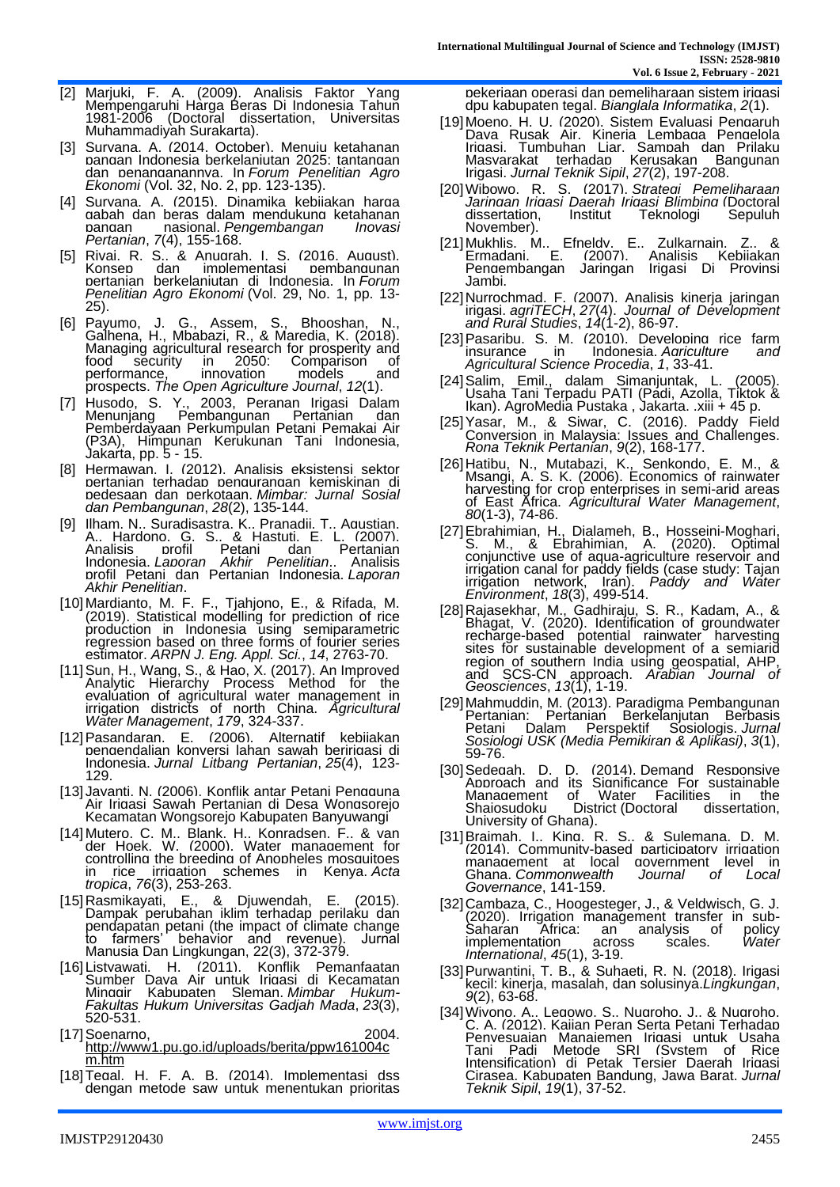[2] Marjuki, F. A. (2009). Analisis Faktor Yang Mempengaruhi Harga Beras Di Indonesia Tahun 1981-2006 (Doctoral dissertation, Universitas Muhammadiyah Surakarta).

[3] Suryana, A. (2014, October). Menuju ketahanan pangan Indonesia berkelanjutan 2025: tantangan dan penanganannya. In *Forum Penelitian Agro Ekonomi* (Vol. 32, No. 2, pp. 123-135).

[4] Suryana, A. (2015). Dinamika kebijakan harga gabah dan beras dalam mendukung ketahanan pangan nasional. *Pengembangan Inovasi Pertanian*, *7*(4), 155-168.

[5] Rivai, R. S., & Anugrah, I. S. (2016, August). Konsep dan implementasi pembangunan pertanian berkelanjutan di Indonesia. In *Forum Penelitian Agro Ekonomi* (Vol. 29, No. 1, pp. 13-25).

[6] Payumo, J. G., Assem, S., Bhooshan, N., Galhena, H., Mbabazi, R., & Maredia, K. (2018). Managing agricultural research for prosperity and food security in 2050: Comparison of performance, innovation models and prospects. *The Open Agriculture Journal*, *12*(1).

[7] Husodo, S. Y., 2003, Peranan Irigasi Dalam Menunjang Pembangunan Pertanian dan Pemberdayaan Perkumpulan Petani Pemakai Air (P3A), Himpunan Kerukunan Tani Indonesia, Jakarta, pp. 5 - 15.

[8] Hermawan, I. (2012). Analisis eksistensi sektor pertanian terhadap pengurangan kemiskinan di pedesaan dan perkotaan. *Mimbar: Jurnal Sosial dan Pembangunan*, *28*(2), 135-144.

[9] Ilham, N., Suradisastra, K., Pranadji, T., Agustian, A., Hardono, G. S., & Hastuti, E. L. (2007). Analisis profil Petani dan Pertanian Indonesia. *Laporan Akhir Penelitian*.. Analisis profil Petani dan Pertanian Indonesia. *Laporan Akhir Penelitian*.

[10] Mardianto, M. F. F., Tjahjono, E., & Rifada, M. (2019). Statistical modelling for prediction of rice production in Indonesia using semiparametric regression based on three forms of fourier series estimator. *ARPN J. Eng. Appl. Sci.*, *14*, 2763-70.

[11] Sun, H., Wang, S., & Hao, X. (2017). An Improved Analytic Hierarchy Process Method for the evaluation of agricultural water management in irrigation districts of north China. *Agricultural Water Management*, *179*, 324-337.

[12] Pasandaran, E. (2006). Alternatif kebijakan pengendalian konversi lahan sawah beririgasi di Indonesia. *Jurnal Litbang Pertanian*, *25*(4), 123-129.

[13] Jayanti, N. (2006). Konflik antar Petani Pengguna Air Irigasi Sawah Pertanian di Desa Wongsorejo Kecamatan Wongsorejo Kabupaten Banyuwangi

[14] Mutero, C. M., Blank, H., Konradsen, F., & van der Hoek, W. (2000). Water management for controlling the breeding of Anopheles mosquitoes in rice irrigation schemes in Kenya. *Acta tropica*, *76*(3), 253-263.

[15] Rasmikayati, E., & Djuwendah, E. (2015). Dampak perubahan iklim terhadap perilaku dan pendapatan petani (the impact of climate change to farmers' behavior and revenue). Jurnal Manusia Dan Lingkungan, 22(3), 372-379.

[16] Listyawati, H. (2011). Konflik Pemanfaatan Sumber Daya Air untuk Irigasi di Kecamatan Minggir Kabupaten Sleman. *Mimbar Hukum-Fakultas Hukum Universitas Gadjah Mada*, *23*(3), 520-531.

[17] Soenarno, 2004. http://www1.pu.go.id/uploads/berita/ppw161004cm.htm

[18] Tegal, H. F. A. B. (2014). Implementasi dss dengan metode saw untuk menentukan prioritas pekerjaan operasi dan pemeliharaan sistem irigasi dpu kabupaten tegal. *Bianglala Informatika*, *2*(1).

[19] Moeno, H. U. (2020). Sistem Evaluasi Pengaruh Daya Rusak Air, Kinerja Lembaga Pengelola Irigasi, Tumbuhan Liar, Sampah dan Prilaku Masyarakat terhadap Kerusakan Bangunan Irigasi. *Jurnal Teknik Sipil*, *27*(2), 197-208.

[20] Wibowo, R. S. (2017). *Strategi Pemeliharaan Jaringan Irigasi Daerah Irigasi Blimbing* (Doctoral dissertation, Institut Teknologi Sepuluh November).

[21] Mukhlis, M., Efneldy, E., Zulkarnain, Z., & Ermadani, E. (2007). Analisis Kebijakan Pengembangan Jaringan Irigasi Di Provinsi Jambi.

[22] Nurrochmad, F. (2007). Analisis kinerja jaringan irigasi. *agriTECH*, *27*(4). *Journal of Development and Rural Studies*, *14*(1-2), 86-97.

[23] Pasaribu, S. M. (2010). Developing rice farm insurance in Indonesia. *Agriculture and Agricultural Science Procedia*, *1*, 33-41.

[24] Salim, Emil., dalam Simanjuntak, L. (2005). Usaha Tani Terpadu PATI (Padi, Azolla, Tiktok & Ikan). AgroMedia Pustaka , Jakarta. .xiii + 45 p.

[25] Yasar, M., & Siwar, C. (2016). Paddy Field Conversion in Malaysia: Issues and Challenges. *Rona Teknik Pertanian*, *9*(2), 168-177.

[26] Hatibu, N., Mutabazi, K., Senkondo, E. M., & Msangi, A. S. K. (2006). Economics of rainwater harvesting for crop enterprises in semi-arid areas of East Africa. *Agricultural Water Management*, *80*(1-3), 74-86.

[27] Ebrahimian, H., Dialameh, B., Hosseini-Moghari, S. M., & Ebrahimian, A. (2020). Optimal conjunctive use of aqua-agriculture reservoir and irrigation canal for paddy fields (case study: Tajan irrigation network, Iran). *Paddy and Water Environment*, *18*(3), 499-514.

[28] Rajasekhar, M., Gadhiraju, S. R., Kadam, A., & Bhagat, V. (2020). Identification of groundwater recharge-based potential rainwater harvesting sites for sustainable development of a semiarid region of southern India using geospatial, AHP, and SCS-CN approach. *Arabian Journal of Geosciences*, *13*(1), 1-19.

[29] Mahmuddin, M. (2013). Paradigma Pembangunan Pertanian: Pertanian Berkelanjutan Berbasis Petani Dalam Perspektif Sosiologis. *Jurnal Sosiologi USK (Media Pemikiran & Aplikasi)*, *3*(1), 59-76.

[30] Sedegah, D. D. (2014). Demand Responsive Approach and its Significance For sustainable Management of Water Facilities in the Shaiosudoku District (Doctoral dissertation, University of Ghana).

[31] Braimah, I., King, R. S., & Sulemana, D. M. (2014). Community-based participatory irrigation management at local government level in Ghana. *Commonwealth Journal of Local Governance*, 141-159.

[32] Cambaza, C., Hoogesteger, J., & Veldwisch, G. J. (2020). Irrigation management transfer in sub-Saharan Africa: an analysis of policy implementation across scales. *Water International*, *45*(1), 3-19.

[33] Purwantini, T. B., & Suhaeti, R. N. (2018). Irigasi kecil: kinerja, masalah, dan solusinya.*Lingkungan*, *9*(2), 63-68.

[34] Wiyono, A., Legowo, S., Nugroho, J., & Nugroho, C. A. (2012). Kajian Peran Serta Petani Terhadap Penyesuaian Manajemen Irigasi untuk Usaha Tani Padi Metode SRI (System of Rice Intensification) di Petak Tersier Daerah Irigasi Cirasea, Kabupaten Bandung, Jawa Barat. *Jurnal Teknik Sipil*, *19*(1), 37-52.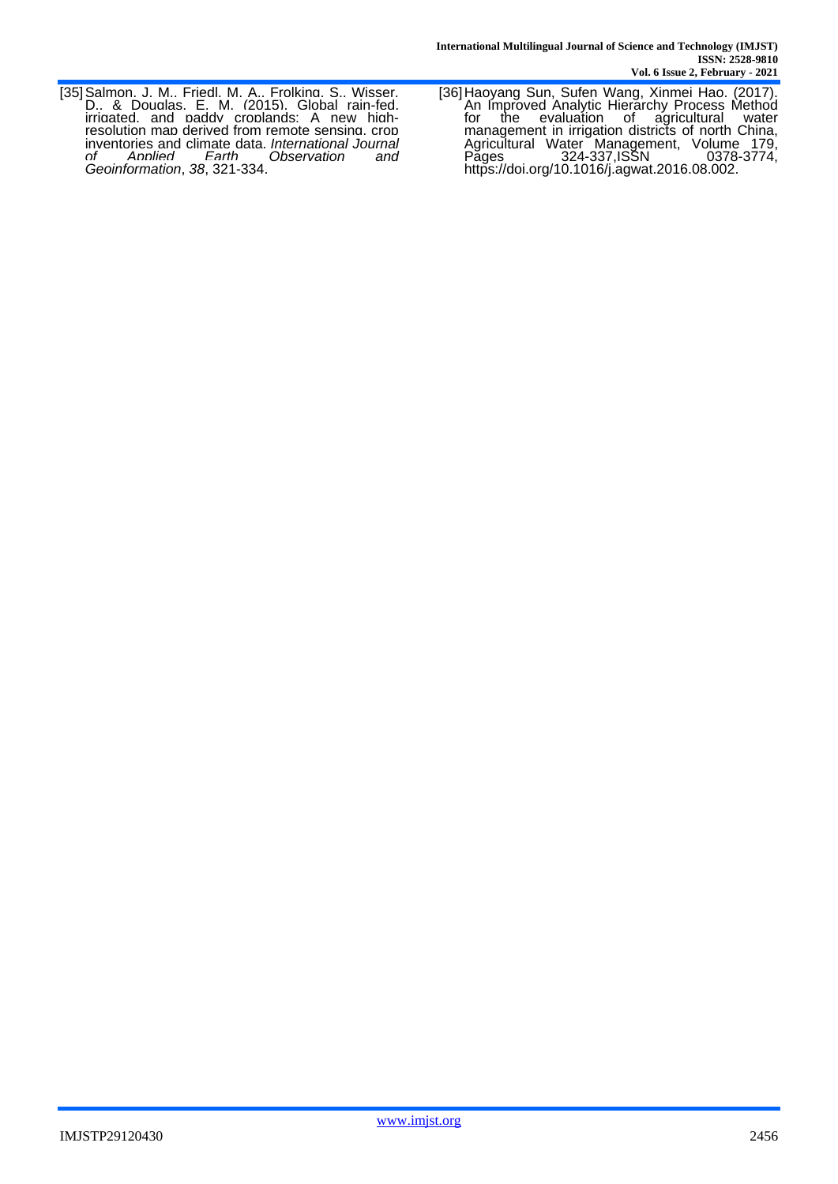[35] Salmon, J. M., Friedl, M. A., Frolking, S., Wisser, D., & Douglas, E. M. (2015). Global rain-fed, irrigated, and paddy croplands: A new high-resolution map derived from remote sensing, crop inventories and climate data. *International Journal of Applied Earth Observation and Geoinformation*, *38*, 321-334.

[36] Haoyang Sun, Sufen Wang, Xinmei Hao. (2017). An Improved Analytic Hierarchy Process Method for the evaluation of agricultural water management in irrigation districts of north China, Agricultural Water Management, Volume 179, Pages 324-337,ISSN 0378-3774, https://doi.org/10.1016/j.agwat.2016.08.002.